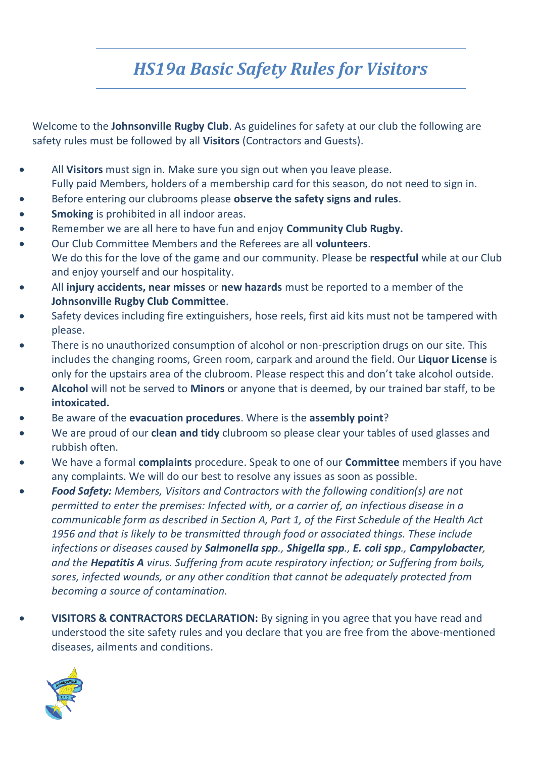# *HS19a Basic Safety Rules for Visitors*

Welcome to the **Johnsonville Rugby Club**. As guidelines for safety at our club the following are safety rules must be followed by all **Visitors** (Contractors and Guests).

- All **Visitors** must sign in. Make sure you sign out when you leave please. Fully paid Members, holders of a membership card for this season, do not need to sign in.
- Before entering our clubrooms please **observe the safety signs and rules**.
- **Smoking** is prohibited in all indoor areas.
- Remember we are all here to have fun and enjoy **Community Club Rugby.**
- Our Club Committee Members and the Referees are all **volunteers**. We do this for the love of the game and our community. Please be **respectful** while at our Club and enjoy yourself and our hospitality.
- All **injury accidents, near misses** or **new hazards** must be reported to a member of the **Johnsonville Rugby Club Committee**.
- Safety devices including fire extinguishers, hose reels, first aid kits must not be tampered with please.
- There is no unauthorized consumption of alcohol or non-prescription drugs on our site. This includes the changing rooms, Green room, carpark and around the field. Our **Liquor License** is only for the upstairs area of the clubroom. Please respect this and don't take alcohol outside.
- **Alcohol** will not be served to **Minors** or anyone that is deemed, by our trained bar staff, to be **intoxicated.**
- Be aware of the **evacuation procedures**. Where is the **assembly point**?
- We are proud of our **clean and tidy** clubroom so please clear your tables of used glasses and rubbish often.
- We have a formal **complaints** procedure. Speak to one of our **Committee** members if you have any complaints. We will do our best to resolve any issues as soon as possible.
- ***Food Safety:*** *Members, Visitors and Contractors with the following condition(s) are not permitted to enter the premises: Infected with, or a carrier of, an infectious disease in a communicable form as described in Section A, Part 1, of the First Schedule of the Health Act 1956 and that is likely to be transmitted through food or associated things. These include infections or diseases caused by* ***Salmonella spp****.,* ***Shigella spp****.,* ***E. coli spp****.,* ***Campylobacter****, and the* ***Hepatitis A*** *virus. Suffering from acute respiratory infection; or Suffering from boils, sores, infected wounds, or any other condition that cannot be adequately protected from becoming a source of contamination.*
- **VISITORS & CONTRACTORS DECLARATION:** By signing in you agree that you have read and understood the site safety rules and you declare that you are free from the above-mentioned diseases, ailments and conditions.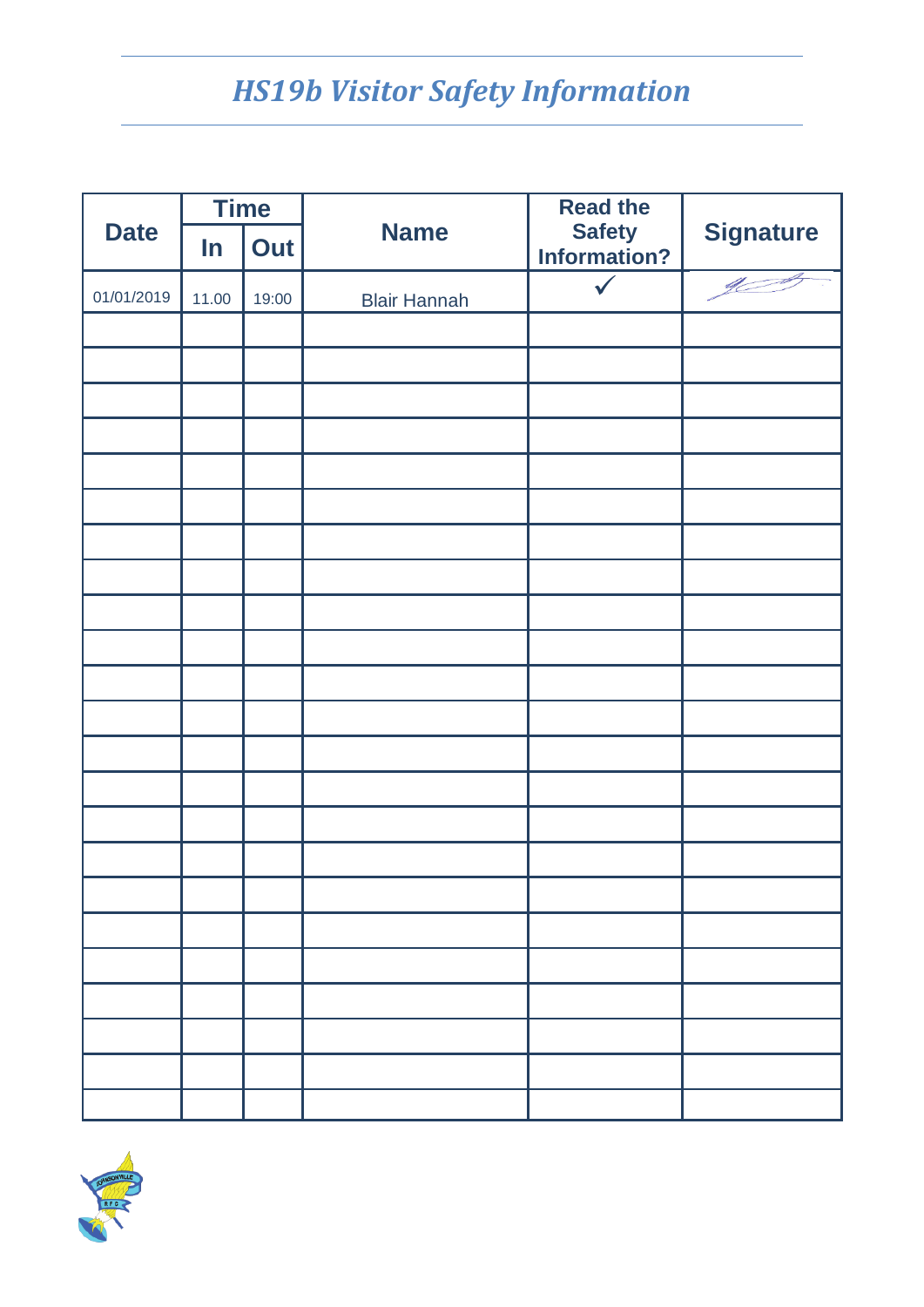# *HS19b Visitor Safety Information*

| Date | Time | | Name | Read the Safety Information? | Signature |
|---|---|---|---|---|---|
| | In | Out | | | |
| 01/01/2019 | 11.00 | 19:00 | Blair Hannah | ✓ | |
| | | | | | |
| | | | | | |
| | | | | | |
| | | | | | |
| | | | | | |
| | | | | | |
| | | | | | |
| | | | | | |
| | | | | | |
| | | | | | |
| | | | | | |
| | | | | | |
| | | | | | |
| | | | | | |
| | | | | | |
| | | | | | |
| | | | | | |
| | | | | | |
| | | | | | |
| | | | | | |
| | | | | | |
| | | | | | |
| | | | | | |